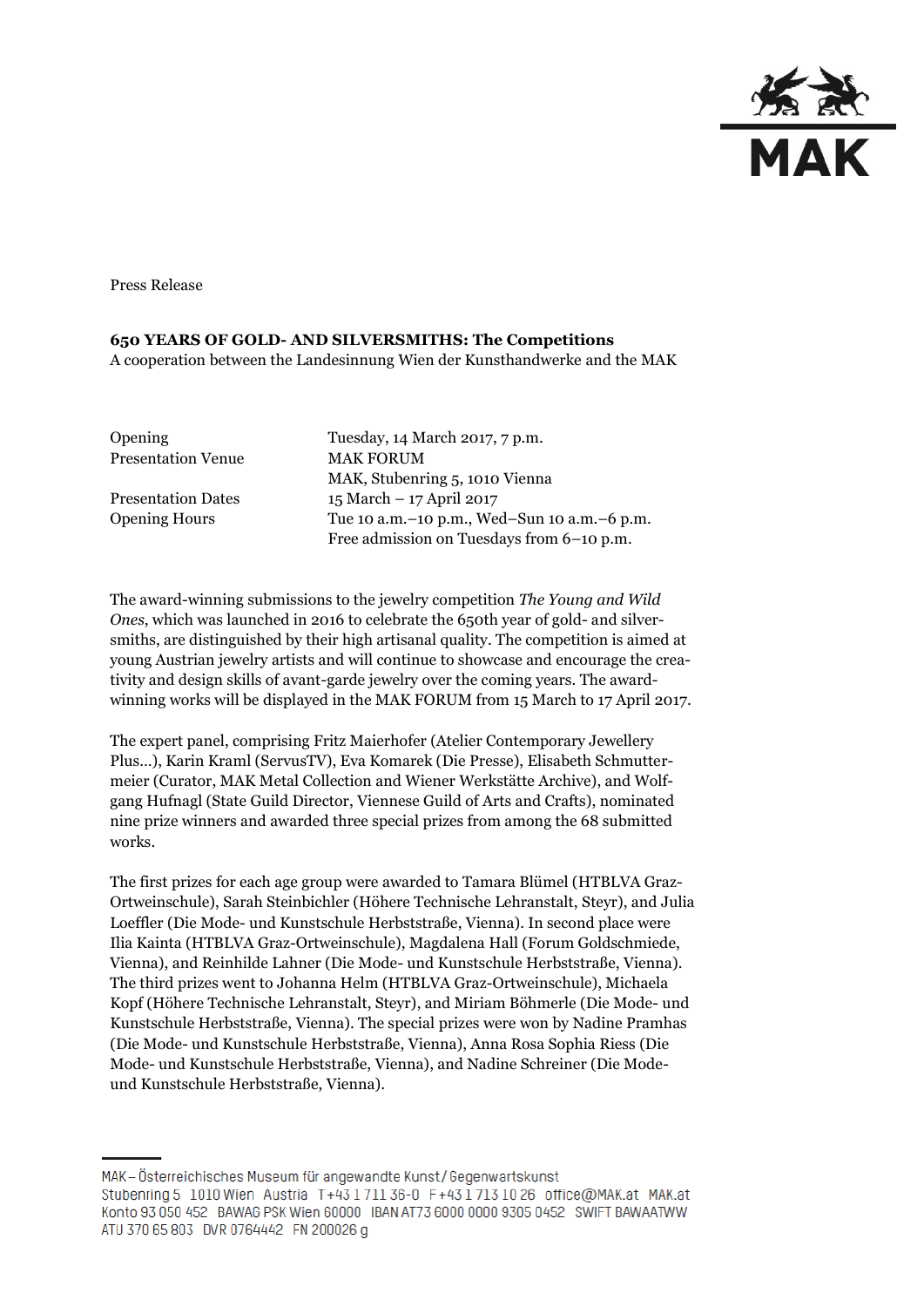Press Release

**650 YEARS OF GOLD- AND SILVERSMITHS: The Competitions**
A cooperation between the Landesinnung Wien der Kunsthandwerke and the MAK

| | |
|---|---|
| Opening | Tuesday, 14 March 2017, 7 p.m. |
| Presentation Venue | MAK FORUM<br>MAK, Stubenring 5, 1010 Vienna |
| Presentation Dates | 15 March – 17 April 2017 |
| Opening Hours | Tue 10 a.m.–10 p.m., Wed–Sun 10 a.m.–6 p.m.<br>Free admission on Tuesdays from 6–10 p.m. |

The award-winning submissions to the jewelry competition *The Young and Wild Ones*, which was launched in 2016 to celebrate the 650th year of gold- and silversmiths, are distinguished by their high artisanal quality. The competition is aimed at young Austrian jewelry artists and will continue to showcase and encourage the creativity and design skills of avant-garde jewelry over the coming years. The award-winning works will be displayed in the MAK FORUM from 15 March to 17 April 2017.

The expert panel, comprising Fritz Maierhofer (Atelier Contemporary Jewellery Plus…), Karin Kraml (ServusTV), Eva Komarek (Die Presse), Elisabeth Schmuttermeier (Curator, MAK Metal Collection and Wiener Werkstätte Archive), and Wolfgang Hufnagl (State Guild Director, Viennese Guild of Arts and Crafts), nominated nine prize winners and awarded three special prizes from among the 68 submitted works.

The first prizes for each age group were awarded to Tamara Blümel (HTBLVA Graz-Ortweinschule), Sarah Steinbichler (Höhere Technische Lehranstalt, Steyr), and Julia Loeffler (Die Mode- und Kunstschule Herbststraße, Vienna). In second place were Ilia Kainta (HTBLVA Graz-Ortweinschule), Magdalena Hall (Forum Goldschmiede, Vienna), and Reinhilde Lahner (Die Mode- und Kunstschule Herbststraße, Vienna). The third prizes went to Johanna Helm (HTBLVA Graz-Ortweinschule), Michaela Kopf (Höhere Technische Lehranstalt, Steyr), and Miriam Böhmerle (Die Mode- und Kunstschule Herbststraße, Vienna). The special prizes were won by Nadine Pramhas (Die Mode- und Kunstschule Herbststraße, Vienna), Anna Rosa Sophia Riess (Die Mode- und Kunstschule Herbststraße, Vienna), and Nadine Schreiner (Die Mode- und Kunstschule Herbststraße, Vienna).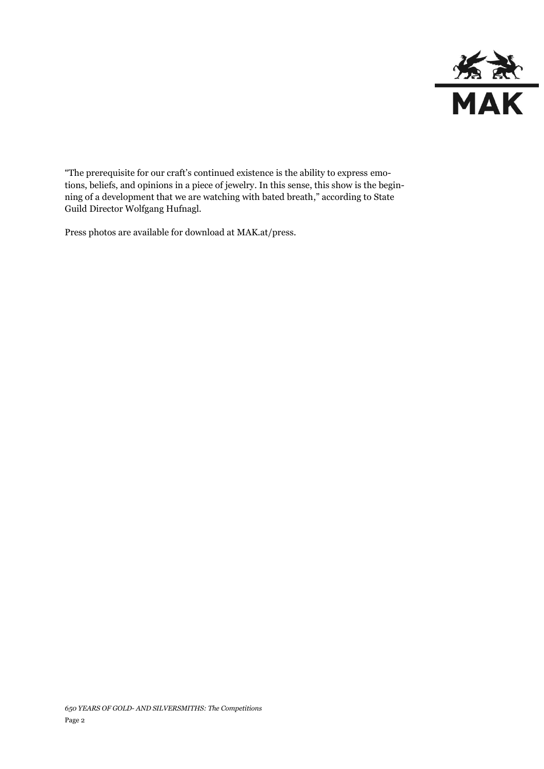"The prerequisite for our craft's continued existence is the ability to express emotions, beliefs, and opinions in a piece of jewelry. In this sense, this show is the beginning of a development that we are watching with bated breath," according to State Guild Director Wolfgang Hufnagl.

Press photos are available for download at MAK.at/press.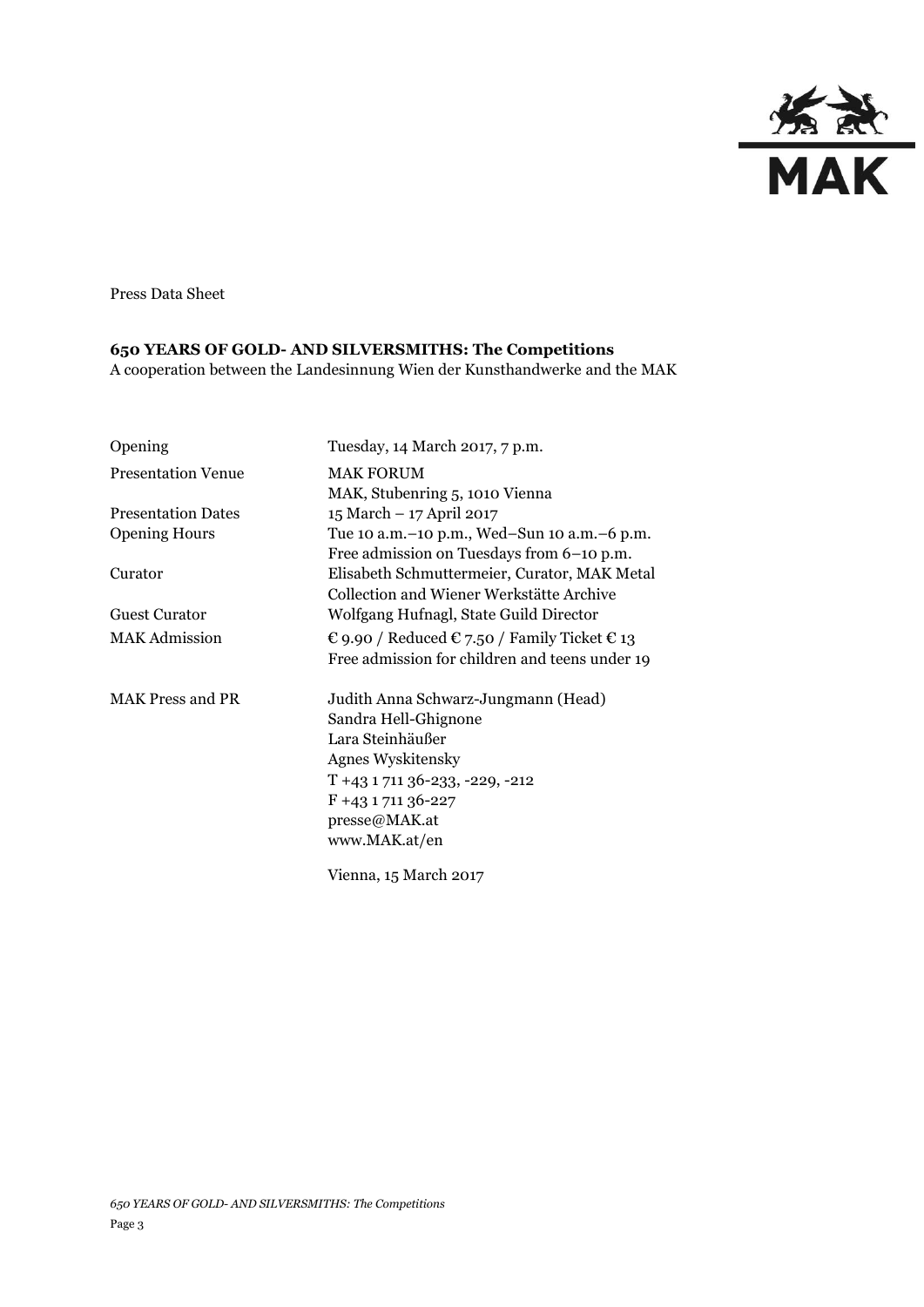Press Data Sheet

**650 YEARS OF GOLD- AND SILVERSMITHS: The Competitions**
A cooperation between the Landesinnung Wien der Kunsthandwerke and the MAK

| | |
|---|---|
| Opening | Tuesday, 14 March 2017, 7 p.m. |
| Presentation Venue | MAK FORUM<br>MAK, Stubenring 5, 1010 Vienna |
| Presentation Dates | 15 March – 17 April 2017 |
| Opening Hours | Tue 10 a.m.–10 p.m., Wed–Sun 10 a.m.–6 p.m.<br>Free admission on Tuesdays from 6–10 p.m. |
| Curator | Elisabeth Schmuttermeier, Curator, MAK Metal Collection and Wiener Werkstätte Archive |
| Guest Curator | Wolfgang Hufnagl, State Guild Director |
| MAK Admission | € 9.90 / Reduced € 7.50 / Family Ticket € 13<br>Free admission for children and teens under 19 |
| MAK Press and PR | Judith Anna Schwarz-Jungmann (Head)<br>Sandra Hell-Ghignone<br>Lara Steinhäußer<br>Agnes Wyskitensky<br>T +43 1 711 36-233, -229, -212<br>F +43 1 711 36-227<br>presse@MAK.at<br>www.MAK.at/en |

Vienna, 15 March 2017